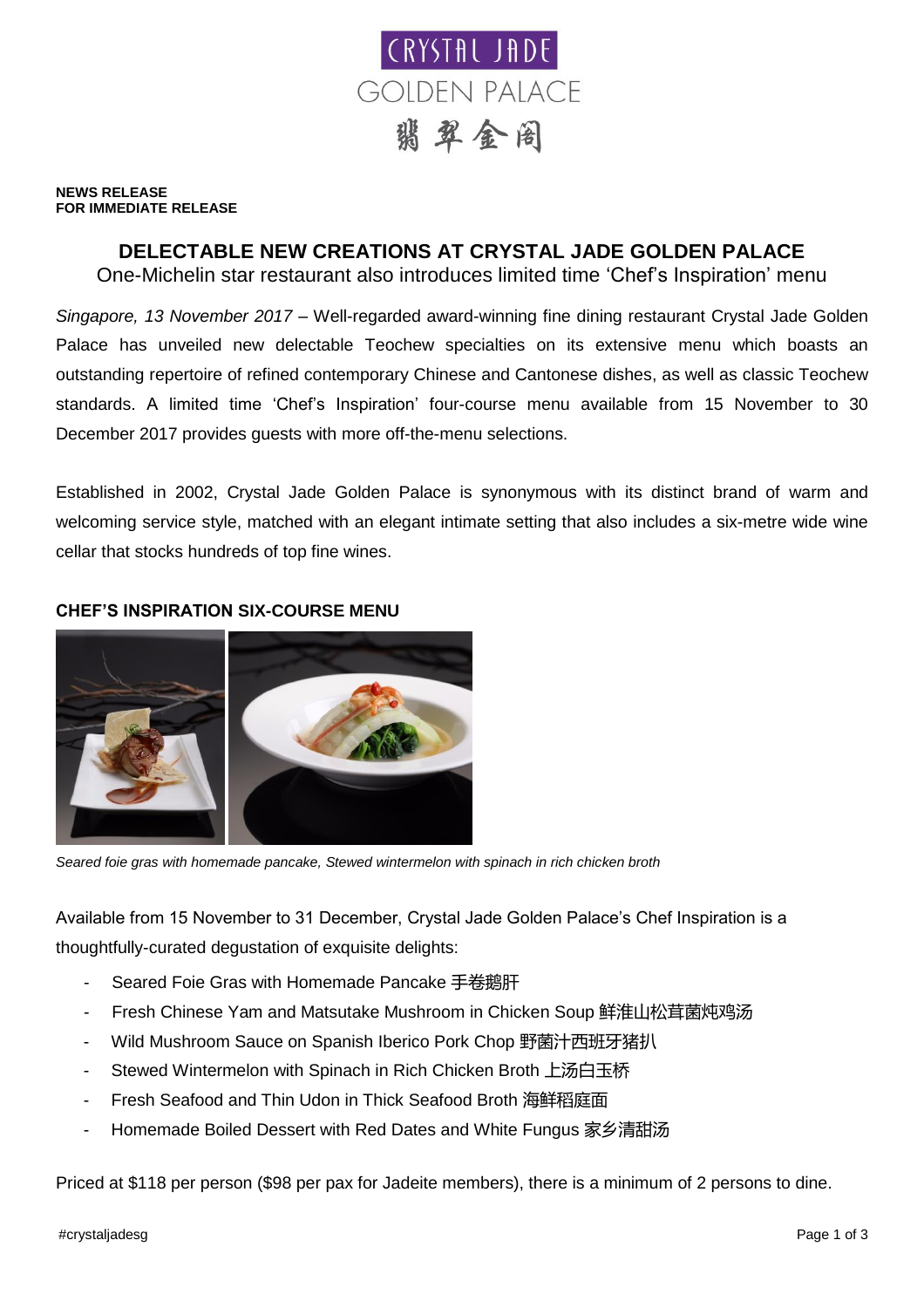CRYSTAL JADE
GOLDEN PALACE
翡翠金阁

**NEWS RELEASE**
**FOR IMMEDIATE RELEASE**

# DELECTABLE NEW CREATIONS AT CRYSTAL JADE GOLDEN PALACE

One-Michelin star restaurant also introduces limited time 'Chef's Inspiration' menu

*Singapore, 13 November 2017* – Well-regarded award-winning fine dining restaurant Crystal Jade Golden Palace has unveiled new delectable Teochew specialties on its extensive menu which boasts an outstanding repertoire of refined contemporary Chinese and Cantonese dishes, as well as classic Teochew standards. A limited time 'Chef's Inspiration' four-course menu available from 15 November to 30 December 2017 provides guests with more off-the-menu selections.

Established in 2002, Crystal Jade Golden Palace is synonymous with its distinct brand of warm and welcoming service style, matched with an elegant intimate setting that also includes a six-metre wide wine cellar that stocks hundreds of top fine wines.

## CHEF'S INSPIRATION SIX-COURSE MENU

*Seared foie gras with homemade pancake, Stewed wintermelon with spinach in rich chicken broth*

Available from 15 November to 31 December, Crystal Jade Golden Palace's Chef Inspiration is a thoughtfully-curated degustation of exquisite delights:

- Seared Foie Gras with Homemade Pancake 手卷鹅肝
- Fresh Chinese Yam and Matsutake Mushroom in Chicken Soup 鲜淮山松茸菌炖鸡汤
- Wild Mushroom Sauce on Spanish Iberico Pork Chop 野菌汁西班牙猪扒
- Stewed Wintermelon with Spinach in Rich Chicken Broth 上汤白玉桥
- Fresh Seafood and Thin Udon in Thick Seafood Broth 海鲜稻庭面
- Homemade Boiled Dessert with Red Dates and White Fungus 家乡清甜汤

Priced at $118 per person ($98 per pax for Jadeite members), there is a minimum of 2 persons to dine.

#crystaljadesg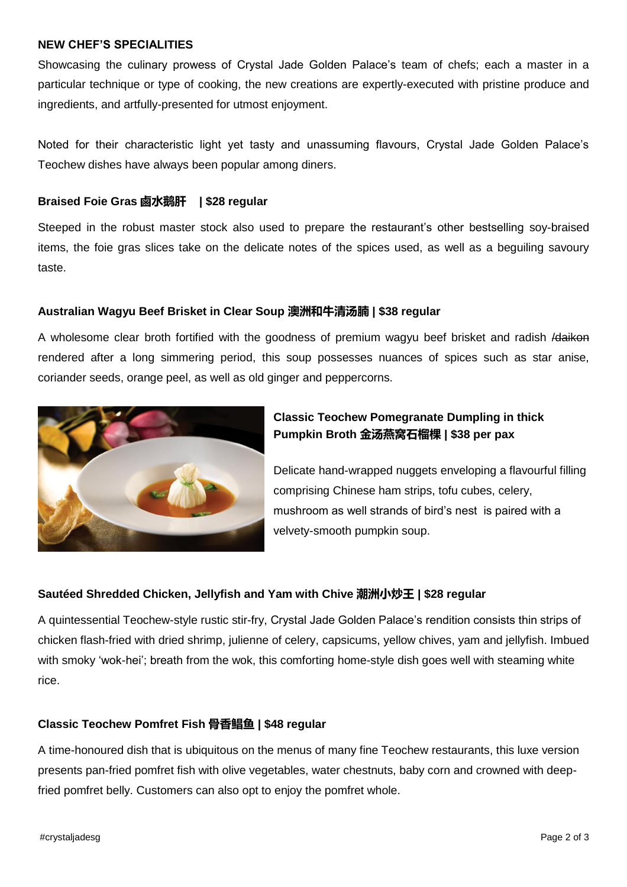**NEW CHEF'S SPECIALITIES**

Showcasing the culinary prowess of Crystal Jade Golden Palace's team of chefs; each a master in a particular technique or type of cooking, the new creations are expertly-executed with pristine produce and ingredients, and artfully-presented for utmost enjoyment.

Noted for their characteristic light yet tasty and unassuming flavours, Crystal Jade Golden Palace's Teochew dishes have always been popular among diners.

**Braised Foie Gras 卤水鹅肝 | $28 regular**

Steeped in the robust master stock also used to prepare the restaurant's other bestselling soy-braised items, the foie gras slices take on the delicate notes of the spices used, as well as a beguiling savoury taste.

**Australian Wagyu Beef Brisket in Clear Soup 澳洲和牛清汤腩 | $38 regular**

A wholesome clear broth fortified with the goodness of premium wagyu beef brisket and radish ~~/daikon~~ rendered after a long simmering period, this soup possesses nuances of spices such as star anise, coriander seeds, orange peel, as well as old ginger and peppercorns.

**Classic Teochew Pomegranate Dumpling in thick Pumpkin Broth 金汤燕窝石榴棵 | $38 per pax**

Delicate hand-wrapped nuggets enveloping a flavourful filling comprising Chinese ham strips, tofu cubes, celery, mushroom as well strands of bird's nest is paired with a velvety-smooth pumpkin soup.

**Sautéed Shredded Chicken, Jellyfish and Yam with Chive 潮洲小炒王 | $28 regular**

A quintessential Teochew-style rustic stir-fry, Crystal Jade Golden Palace's rendition consists thin strips of chicken flash-fried with dried shrimp, julienne of celery, capsicums, yellow chives, yam and jellyfish. Imbued with smoky 'wok-hei'; breath from the wok, this comforting home-style dish goes well with steaming white rice.

**Classic Teochew Pomfret Fish 骨香鲳鱼 | $48 regular**

A time-honoured dish that is ubiquitous on the menus of many fine Teochew restaurants, this luxe version presents pan-fried pomfret fish with olive vegetables, water chestnuts, baby corn and crowned with deep-fried pomfret belly. Customers can also opt to enjoy the pomfret whole.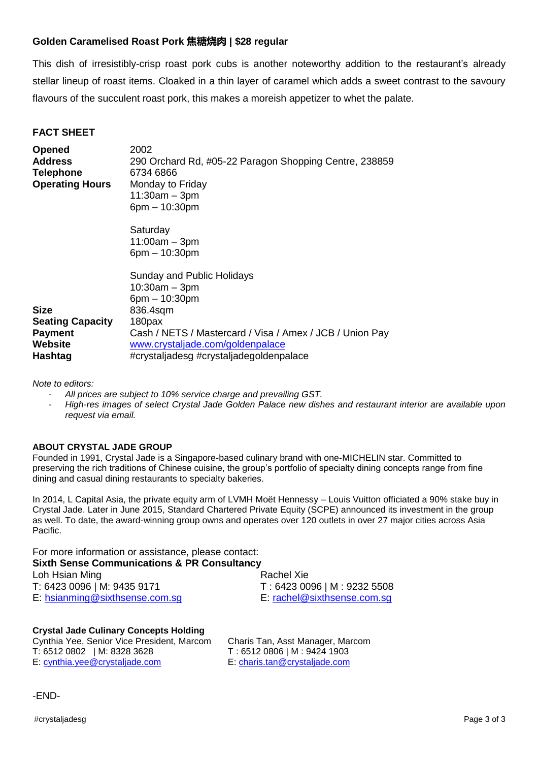**Golden Caramelised Roast Pork 焦糖烧肉 | $28 regular**

This dish of irresistibly-crisp roast pork cubs is another noteworthy addition to the restaurant's already stellar lineup of roast items. Cloaked in a thin layer of caramel which adds a sweet contrast to the savoury flavours of the succulent roast pork, this makes a moreish appetizer to whet the palate.

**FACT SHEET**

| | |
|---|---|
| **Opened** | 2002 |
| **Address** | 290 Orchard Rd, #05-22 Paragon Shopping Centre, 238859 |
| **Telephone** | 6734 6866 |
| **Operating Hours** | Monday to Friday<br>11:30am – 3pm<br>6pm – 10:30pm<br><br>Saturday<br>11:00am – 3pm<br>6pm – 10:30pm<br><br>Sunday and Public Holidays<br>10:30am – 3pm<br>6pm – 10:30pm |
| **Size** | 836.4sqm |
| **Seating Capacity** | 180pax |
| **Payment** | Cash / NETS / Mastercard / Visa / Amex / JCB / Union Pay |
| **Website** | www.crystaljade.com/goldenpalace |
| **Hashtag** | #crystaljadesg #crystaljadegoldenpalace |

*Note to editors:*

- *All prices are subject to 10% service charge and prevailing GST.*
- *High-res images of select Crystal Jade Golden Palace new dishes and restaurant interior are available upon request via email.*

**ABOUT CRYSTAL JADE GROUP**

Founded in 1991, Crystal Jade is a Singapore-based culinary brand with one-MICHELIN star. Committed to preserving the rich traditions of Chinese cuisine, the group's portfolio of specialty dining concepts range from fine dining and casual dining restaurants to specialty bakeries.

In 2014, L Capital Asia, the private equity arm of LVMH Moët Hennessy – Louis Vuitton officiated a 90% stake buy in Crystal Jade. Later in June 2015, Standard Chartered Private Equity (SCPE) announced its investment in the group as well. To date, the award-winning group owns and operates over 120 outlets in over 27 major cities across Asia Pacific.

For more information or assistance, please contact:

**Sixth Sense Communications & PR Consultancy**

Loh Hsian Ming
T: 6423 0096 | M: 9435 9171
E: hsianming@sixthsense.com.sg

Rachel Xie
T : 6423 0096 | M : 9232 5508
E: rachel@sixthsense.com.sg

**Crystal Jade Culinary Concepts Holding**

Cynthia Yee, Senior Vice President, Marcom
T: 6512 0802 | M: 8328 3628
E: cynthia.yee@crystaljade.com

Charis Tan, Asst Manager, Marcom
T : 6512 0806 | M : 9424 1903
E: charis.tan@crystaljade.com

-END-